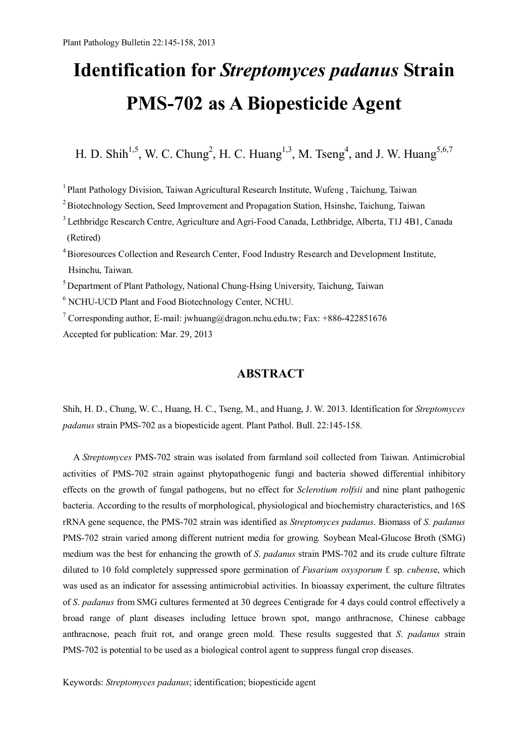# Identification for *Streptomyces padanus* Strain PMS-702 as A Biopesticide Agent

H. D. Shih[1,5], W. C. Chung[2], H. C. Huang[1,3], M. Tseng[4], and J. W. Huang[5,6,7]

[1] Plant Pathology Division, Taiwan Agricultural Research Institute, Wufeng , Taichung, Taiwan

[2] Biotechnology Section, Seed Improvement and Propagation Station, Hsinshe, Taichung, Taiwan

[3] Lethbridge Research Centre, Agriculture and Agri-Food Canada, Lethbridge, Alberta, T1J 4B1, Canada (Retired)

[4] Bioresources Collection and Research Center, Food Industry Research and Development Institute, Hsinchu, Taiwan.

[5] Department of Plant Pathology, National Chung-Hsing University, Taichung, Taiwan

[6] NCHU-UCD Plant and Food Biotechnology Center, NCHU.

[7] Corresponding author, E-mail: jwhuang@dragon.nchu.edu.tw; Fax: +886-422851676

Accepted for publication: Mar. 29, 2013

## ABSTRACT

Shih, H. D., Chung, W. C., Huang, H. C., Tseng, M., and Huang, J. W. 2013. Identification for *Streptomyces padanus* strain PMS-702 as a biopesticide agent. Plant Pathol. Bull. 22:145-158.

A *Streptomyces* PMS-702 strain was isolated from farmland soil collected from Taiwan. Antimicrobial activities of PMS-702 strain against phytopathogenic fungi and bacteria showed differential inhibitory effects on the growth of fungal pathogens, but no effect for *Sclerotium rolfsii* and nine plant pathogenic bacteria. According to the results of morphological, physiological and biochemistry characteristics, and 16S rRNA gene sequence, the PMS-702 strain was identified as *Streptomyces padanus*. Biomass of *S. padanus* PMS-702 strain varied among different nutrient media for growing. Soybean Meal-Glucose Broth (SMG) medium was the best for enhancing the growth of *S. padanus* strain PMS-702 and its crude culture filtrate diluted to 10 fold completely suppressed spore germination of *Fusarium oxysporum* f. sp. *cubense*, which was used as an indicator for assessing antimicrobial activities. In bioassay experiment, the culture filtrates of *S. padanus* from SMG cultures fermented at 30 degrees Centigrade for 4 days could control effectively a broad range of plant diseases including lettuce brown spot, mango anthracnose, Chinese cabbage anthracnose, peach fruit rot, and orange green mold. These results suggested that *S. padanus* strain PMS-702 is potential to be used as a biological control agent to suppress fungal crop diseases.

Keywords: *Streptomyces padanus*; identification; biopesticide agent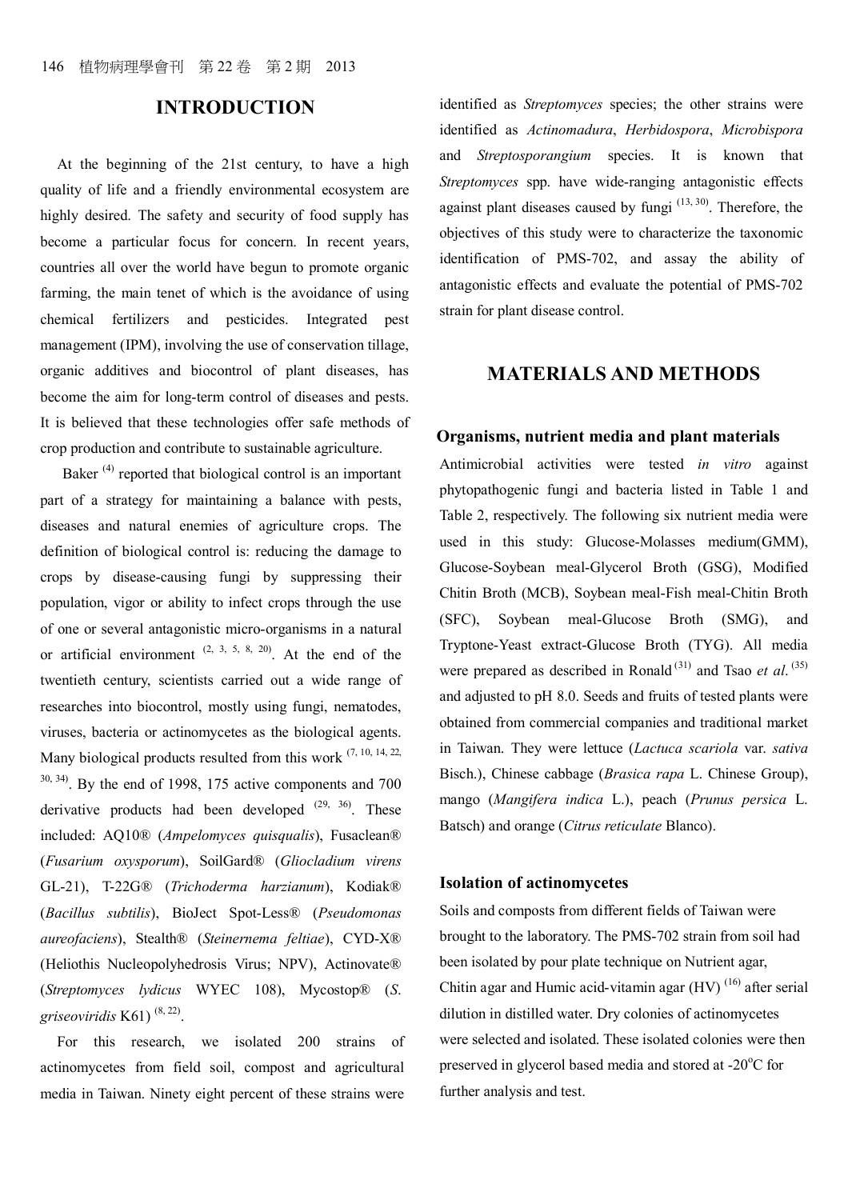## INTRODUCTION

At the beginning of the 21st century, to have a high quality of life and a friendly environmental ecosystem are highly desired. The safety and security of food supply has become a particular focus for concern. In recent years, countries all over the world have begun to promote organic farming, the main tenet of which is the avoidance of using chemical fertilizers and pesticides. Integrated pest management (IPM), involving the use of conservation tillage, organic additives and biocontrol of plant diseases, has become the aim for long-term control of diseases and pests. It is believed that these technologies offer safe methods of crop production and contribute to sustainable agriculture.

Baker [4] reported that biological control is an important part of a strategy for maintaining a balance with pests, diseases and natural enemies of agriculture crops. The definition of biological control is: reducing the damage to crops by disease-causing fungi by suppressing their population, vigor or ability to infect crops through the use of one or several antagonistic micro-organisms in a natural or artificial environment [2, 3, 5, 8, 20]. At the end of the twentieth century, scientists carried out a wide range of researches into biocontrol, mostly using fungi, nematodes, viruses, bacteria or actinomycetes as the biological agents. Many biological products resulted from this work [7, 10, 14, 22, 30, 34]. By the end of 1998, 175 active components and 700 derivative products had been developed [29, 36]. These included: AQ10® (*Ampelomyces quisqualis*), Fusaclean® (*Fusarium oxysporum*), SoilGard® (*Gliocladium virens* GL-21), T-22G® (*Trichoderma harzianum*), Kodiak® (*Bacillus subtilis*), BioJect Spot-Less® (*Pseudomonas aureofaciens*), Stealth® (*Steinernema feltiae*), CYD-X® (Heliothis Nucleopolyhedrosis Virus; NPV), Actinovate® (*Streptomyces lydicus* WYEC 108), Mycostop® (*S. griseoviridis* K61) [8, 22].

For this research, we isolated 200 strains of actinomycetes from field soil, compost and agricultural media in Taiwan. Ninety eight percent of these strains were identified as *Streptomyces* species; the other strains were identified as *Actinomadura*, *Herbidospora*, *Microbispora* and *Streptosporangium* species. It is known that *Streptomyces* spp. have wide-ranging antagonistic effects against plant diseases caused by fungi [13, 30]. Therefore, the objectives of this study were to characterize the taxonomic identification of PMS-702, and assay the ability of antagonistic effects and evaluate the potential of PMS-702 strain for plant disease control.

## MATERIALS AND METHODS

### Organisms, nutrient media and plant materials

Antimicrobial activities were tested *in vitro* against phytopathogenic fungi and bacteria listed in Table 1 and Table 2, respectively. The following six nutrient media were used in this study: Glucose-Molasses medium(GMM), Glucose-Soybean meal-Glycerol Broth (GSG), Modified Chitin Broth (MCB), Soybean meal-Fish meal-Chitin Broth (SFC), Soybean meal-Glucose Broth (SMG), and Tryptone-Yeast extract-Glucose Broth (TYG). All media were prepared as described in Ronald [31] and Tsao *et al*. [35] and adjusted to pH 8.0. Seeds and fruits of tested plants were obtained from commercial companies and traditional market in Taiwan. They were lettuce (*Lactuca scariola* var. *sativa* Bisch.), Chinese cabbage (*Brasica rapa* L. Chinese Group), mango (*Mangifera indica* L.), peach (*Prunus persica* L. Batsch) and orange (*Citrus reticulate* Blanco).

### Isolation of actinomycetes

Soils and composts from different fields of Taiwan were brought to the laboratory. The PMS-702 strain from soil had been isolated by pour plate technique on Nutrient agar, Chitin agar and Humic acid-vitamin agar (HV) [16] after serial dilution in distilled water. Dry colonies of actinomycetes were selected and isolated. These isolated colonies were then preserved in glycerol based media and stored at -20°C for further analysis and test.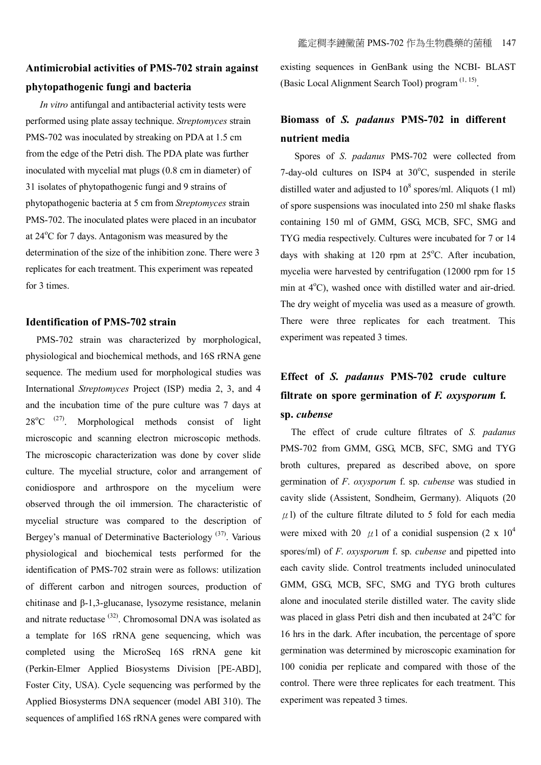## Antimicrobial activities of PMS-702 strain against phytopathogenic fungi and bacteria

*In vitro* antifungal and antibacterial activity tests were performed using plate assay technique. *Streptomyces* strain PMS-702 was inoculated by streaking on PDA at 1.5 cm from the edge of the Petri dish. The PDA plate was further inoculated with mycelial mat plugs (0.8 cm in diameter) of 31 isolates of phytopathogenic fungi and 9 strains of phytopathogenic bacteria at 5 cm from *Streptomyces* strain PMS-702. The inoculated plates were placed in an incubator at 24°C for 7 days. Antagonism was measured by the determination of the size of the inhibition zone. There were 3 replicates for each treatment. This experiment was repeated for 3 times.

### Identification of PMS-702 strain

PMS-702 strain was characterized by morphological, physiological and biochemical methods, and 16S rRNA gene sequence. The medium used for morphological studies was International *Streptomyces* Project (ISP) media 2, 3, and 4 and the incubation time of the pure culture was 7 days at 28°C [27]. Morphological methods consist of light microscopic and scanning electron microscopic methods. The microscopic characterization was done by cover slide culture. The mycelial structure, color and arrangement of conidiospore and arthrospore on the mycelium were observed through the oil immersion. The characteristic of mycelial structure was compared to the description of Bergey's manual of Determinative Bacteriology [37]. Various physiological and biochemical tests performed for the identification of PMS-702 strain were as follows: utilization of different carbon and nitrogen sources, production of chitinase and β-1,3-glucanase, lysozyme resistance, melanin and nitrate reductase [32]. Chromosomal DNA was isolated as a template for 16S rRNA gene sequencing, which was completed using the MicroSeq 16S rRNA gene kit (Perkin-Elmer Applied Biosystems Division [PE-ABD], Foster City, USA). Cycle sequencing was performed by the Applied Biosysterms DNA sequencer (model ABI 310). The sequences of amplified 16S rRNA genes were compared with existing sequences in GenBank using the NCBI- BLAST (Basic Local Alignment Search Tool) program [1, 15].

## Biomass of *S. padanus* PMS-702 in different nutrient media

Spores of *S. padanus* PMS-702 were collected from 7-day-old cultures on ISP4 at 30°C, suspended in sterile distilled water and adjusted to $10^8$ spores/ml. Aliquots (1 ml) of spore suspensions was inoculated into 250 ml shake flasks containing 150 ml of GMM, GSG, MCB, SFC, SMG and TYG media respectively. Cultures were incubated for 7 or 14 days with shaking at 120 rpm at 25°C. After incubation, mycelia were harvested by centrifugation (12000 rpm for 15 min at 4°C), washed once with distilled water and air-dried. The dry weight of mycelia was used as a measure of growth. There were three replicates for each treatment. This experiment was repeated 3 times.

## Effect of *S. padanus* PMS-702 crude culture filtrate on spore germination of *F. oxysporum* f. sp. *cubense*

The effect of crude culture filtrates of *S. padanus* PMS-702 from GMM, GSG, MCB, SFC, SMG and TYG broth cultures, prepared as described above, on spore germination of *F. oxysporum* f. sp. *cubense* was studied in cavity slide (Assistent, Sondheim, Germany). Aliquots (20 μl) of the culture filtrate diluted to 5 fold for each media were mixed with 20 μl of a conidial suspension ($2 \times 10^4$ spores/ml) of *F. oxysporum* f. sp. *cubense* and pipetted into each cavity slide. Control treatments included uninoculated GMM, GSG, MCB, SFC, SMG and TYG broth cultures alone and inoculated sterile distilled water. The cavity slide was placed in glass Petri dish and then incubated at 24°C for 16 hrs in the dark. After incubation, the percentage of spore germination was determined by microscopic examination for 100 conidia per replicate and compared with those of the control. There were three replicates for each treatment. This experiment was repeated 3 times.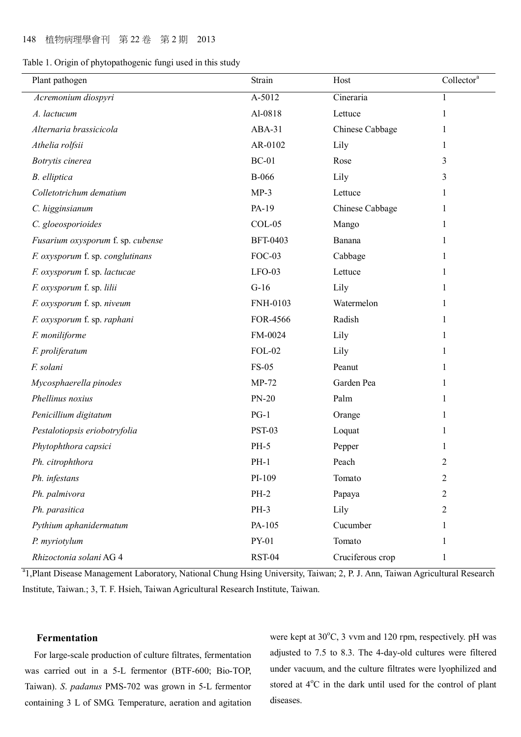Table 1. Origin of phytopathogenic fungi used in this study

| Plant pathogen | Strain | Host | Collector[a] |
|---|---|---|---|
| *Acremonium diospyri* | A-5012 | Cineraria | 1 |
| *A. lactucum* | Al-0818 | Lettuce | 1 |
| *Alternaria brassicicola* | ABA-31 | Chinese Cabbage | 1 |
| *Athelia rolfsii* | AR-0102 | Lily | 1 |
| *Botrytis cinerea* | BC-01 | Rose | 3 |
| *B. elliptica* | B-066 | Lily | 3 |
| *Colletotrichum dematium* | MP-3 | Lettuce | 1 |
| *C. higginsianum* | PA-19 | Chinese Cabbage | 1 |
| *C. gloeosporioides* | COL-05 | Mango | 1 |
| *Fusarium oxysporum* f. sp. *cubense* | BFT-0403 | Banana | 1 |
| *F. oxysporum* f. sp. *conglutinans* | FOC-03 | Cabbage | 1 |
| *F. oxysporum* f. sp. *lactucae* | LFO-03 | Lettuce | 1 |
| *F. oxysporum* f. sp. *lilii* | G-16 | Lily | 1 |
| *F. oxysporum* f. sp. *niveum* | FNH-0103 | Watermelon | 1 |
| *F. oxysporum* f. sp. *raphani* | FOR-4566 | Radish | 1 |
| *F. moniliforme* | FM-0024 | Lily | 1 |
| *F. proliferatum* | FOL-02 | Lily | 1 |
| *F. solani* | FS-05 | Peanut | 1 |
| *Mycosphaerella pinodes* | MP-72 | Garden Pea | 1 |
| *Phellinus noxius* | PN-20 | Palm | 1 |
| *Penicillium digitatum* | PG-1 | Orange | 1 |
| *Pestalotiopsis eriobotryfolia* | PST-03 | Loquat | 1 |
| *Phytophthora capsici* | PH-5 | Pepper | 1 |
| *Ph. citrophthora* | PH-1 | Peach | 2 |
| *Ph. infestans* | PI-109 | Tomato | 2 |
| *Ph. palmivora* | PH-2 | Papaya | 2 |
| *Ph. parasitica* | PH-3 | Lily | 2 |
| *Pythium aphanidermatum* | PA-105 | Cucumber | 1 |
| *P. myriotylum* | PY-01 | Tomato | 1 |
| *Rhizoctonia solani* AG 4 | RST-04 | Cruciferous crop | 1 |

[a] 1, Plant Disease Management Laboratory, National Chung Hsing University, Taiwan; 2, P. J. Ann, Taiwan Agricultural Research Institute, Taiwan.; 3, T. F. Hsieh, Taiwan Agricultural Research Institute, Taiwan.

### Fermentation

For large-scale production of culture filtrates, fermentation was carried out in a 5-L fermentor (BTF-600; Bio-TOP, Taiwan). *S. padanus* PMS-702 was grown in 5-L fermentor containing 3 L of SMG. Temperature, aeration and agitation were kept at 30°C, 3 vvm and 120 rpm, respectively. pH was adjusted to 7.5 to 8.3. The 4-day-old cultures were filtered under vacuum, and the culture filtrates were lyophilized and stored at 4°C in the dark until used for the control of plant diseases.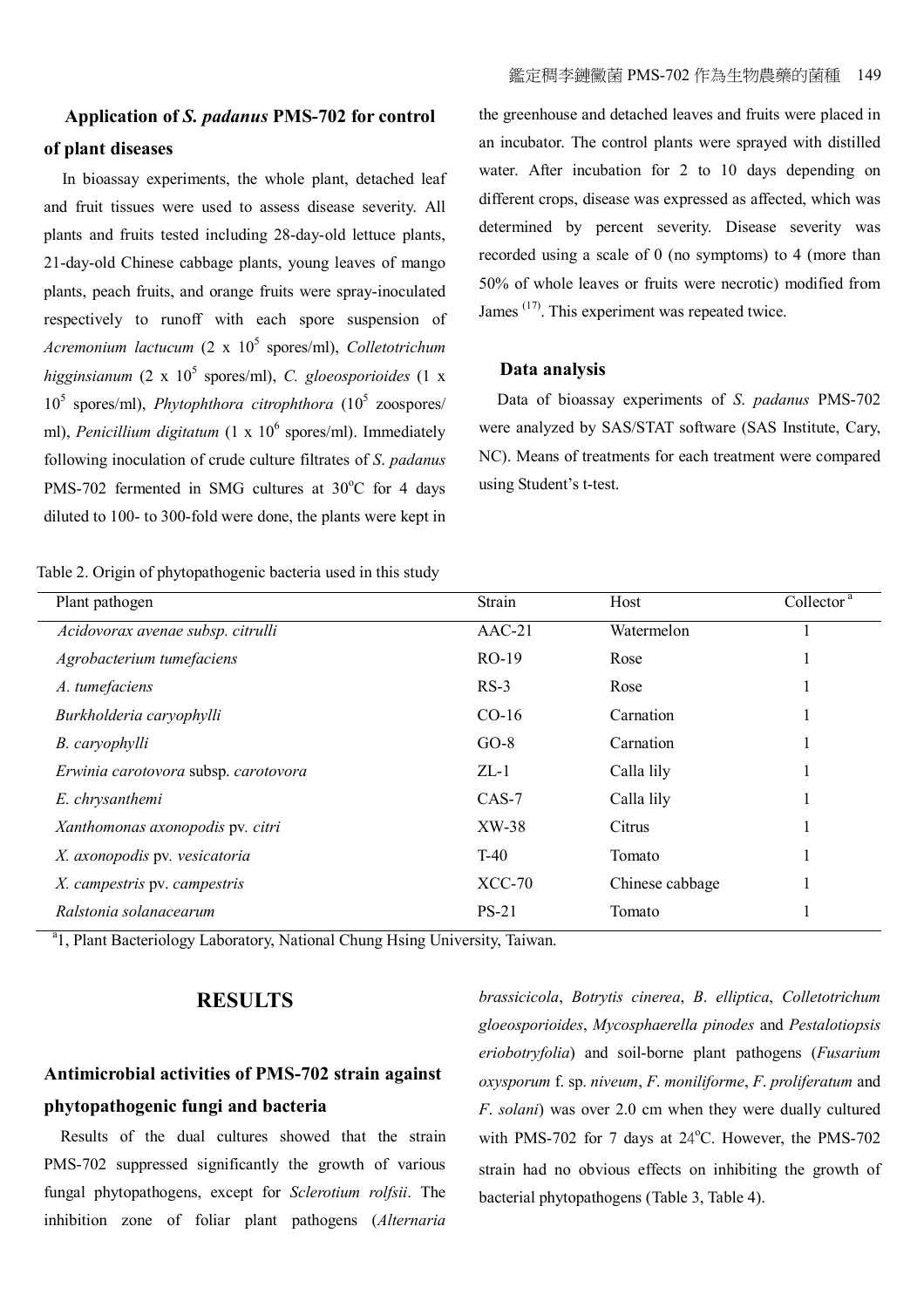### Application of *S. padanus* PMS-702 for control of plant diseases

In bioassay experiments, the whole plant, detached leaf and fruit tissues were used to assess disease severity. All plants and fruits tested including 28-day-old lettuce plants, 21-day-old Chinese cabbage plants, young leaves of mango plants, peach fruits, and orange fruits were spray-inoculated respectively to runoff with each spore suspension of *Acremonium lactucum* ($2 \times 10^5$ spores/ml), *Colletotrichum higginsianum* ($2 \times 10^5$ spores/ml), *C. gloeosporioides* ($1 \times 10^5$ spores/ml), *Phytophthora citrophthora* ($10^5$ zoospores/ml), *Penicillium digitatum* ($1 \times 10^6$ spores/ml). Immediately following inoculation of crude culture filtrates of *S. padanus* PMS-702 fermented in SMG cultures at 30°C for 4 days diluted to 100- to 300-fold were done, the plants were kept in the greenhouse and detached leaves and fruits were placed in an incubator. The control plants were sprayed with distilled water. After incubation for 2 to 10 days depending on different crops, disease was expressed as affected, which was determined by percent severity. Disease severity was recorded using a scale of 0 (no symptoms) to 4 (more than 50% of whole leaves or fruits were necrotic) modified from James [17]. This experiment was repeated twice.

### Data analysis

Data of bioassay experiments of *S. padanus* PMS-702 were analyzed by SAS/STAT software (SAS Institute, Cary, NC). Means of treatments for each treatment were compared using Student's t-test.

Table 2. Origin of phytopathogenic bacteria used in this study

| Plant pathogen | Strain | Host | Collector [a] |
|---|---|---|---|
| *Acidovorax avenae subsp. citrulli* | AAC-21 | Watermelon | 1 |
| *Agrobacterium tumefaciens* | RO-19 | Rose | 1 |
| *A. tumefaciens* | RS-3 | Rose | 1 |
| *Burkholderia caryophylli* | CO-16 | Carnation | 1 |
| *B. caryophylli* | GO-8 | Carnation | 1 |
| *Erwinia carotovora* subsp. *carotovora* | ZL-1 | Calla lily | 1 |
| *E. chrysanthemi* | CAS-7 | Calla lily | 1 |
| *Xanthomonas axonopodis* pv. *citri* | XW-38 | Citrus | 1 |
| *X. axonopodis* pv. *vesicatoria* | T-40 | Tomato | 1 |
| *X. campestris* pv. *campestris* | XCC-70 | Chinese cabbage | 1 |
| *Ralstonia solanacearum* | PS-21 | Tomato | 1 |

[a]1, Plant Bacteriology Laboratory, National Chung Hsing University, Taiwan.

## RESULTS

### Antimicrobial activities of PMS-702 strain against phytopathogenic fungi and bacteria

Results of the dual cultures showed that the strain PMS-702 suppressed significantly the growth of various fungal phytopathogens, except for *Sclerotium rolfsii*. The inhibition zone of foliar plant pathogens (*Alternaria brassicicola*, *Botrytis cinerea*, *B. elliptica*, *Colletotrichum gloeosporioides*, *Mycosphaerella pinodes* and *Pestalotiopsis eriobotryfolia*) and soil-borne plant pathogens (*Fusarium oxysporum* f. sp. *niveum*, *F. moniliforme*, *F. proliferatum* and *F. solani*) was over 2.0 cm when they were dually cultured with PMS-702 for 7 days at 24°C. However, the PMS-702 strain had no obvious effects on inhibiting the growth of bacterial phytopathogens (Table 3, Table 4).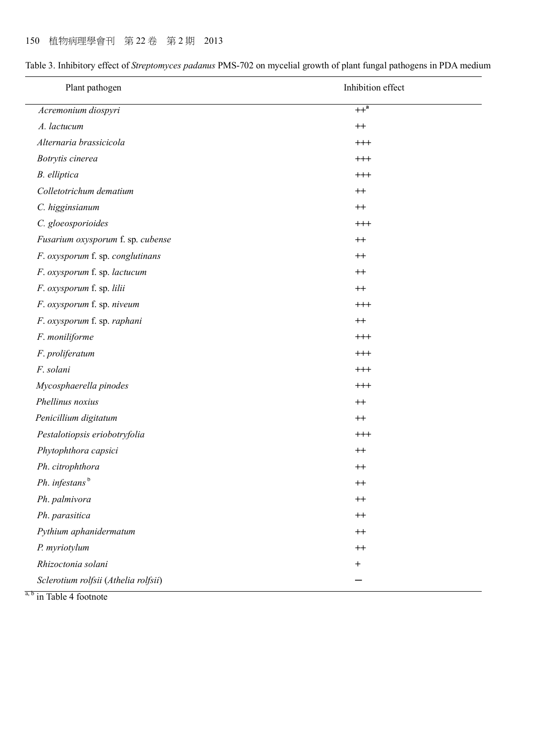Table 3. Inhibitory effect of *Streptomyces padanus* PMS-702 on mycelial growth of plant fungal pathogens in PDA medium

| Plant pathogen | Inhibition effect |
|---|---|
| *Acremonium diospyri* | ++[a] |
| *A. lactucum* | ++ |
| *Alternaria brassicicola* | +++ |
| *Botrytis cinerea* | +++ |
| *B. elliptica* | +++ |
| *Colletotrichum dematium* | ++ |
| *C. higginsianum* | ++ |
| *C. gloeosporioides* | +++ |
| *Fusarium oxysporum* f. sp. *cubense* | ++ |
| *F. oxysporum* f. sp. *conglutinans* | ++ |
| *F. oxysporum* f. sp. *lactucum* | ++ |
| *F. oxysporum* f. sp. *lilii* | ++ |
| *F. oxysporum* f. sp. *niveum* | +++ |
| *F. oxysporum* f. sp. *raphani* | ++ |
| *F. moniliforme* | +++ |
| *F. proliferatum* | +++ |
| *F. solani* | +++ |
| *Mycosphaerella pinodes* | +++ |
| *Phellinus noxius* | ++ |
| *Penicillium digitatum* | ++ |
| *Pestalotiopsis eriobotryfolia* | +++ |
| *Phytophthora capsici* | ++ |
| *Ph. citrophthora* | ++ |
| *Ph. infestans*[b] | ++ |
| *Ph. palmivora* | ++ |
| *Ph. parasitica* | ++ |
| *Pythium aphanidermatum* | ++ |
| *P. myriotylum* | ++ |
| *Rhizoctonia solani* | + |
| *Sclerotium rolfsii* (*Athelia rolfsii*) | − |

[a, b] in Table 4 footnote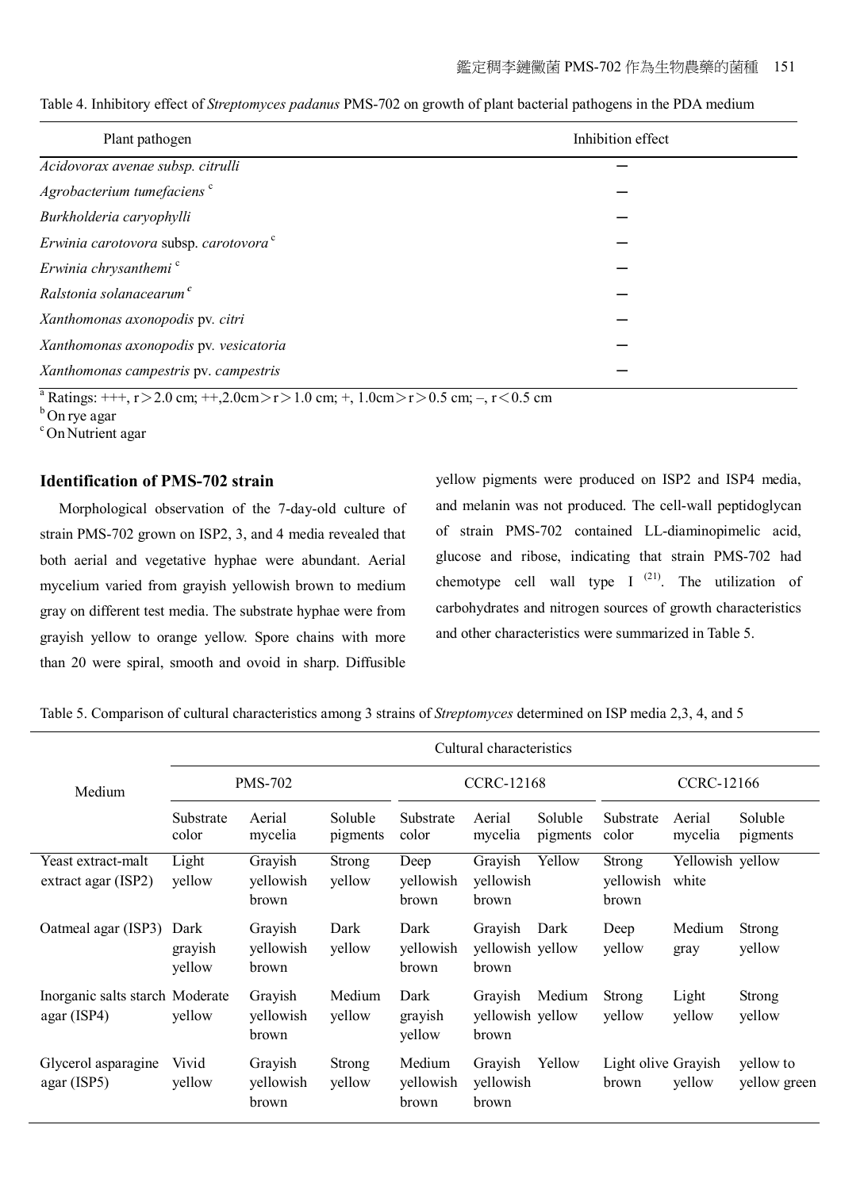Table 4. Inhibitory effect of *Streptomyces padanus* PMS-702 on growth of plant bacterial pathogens in the PDA medium

| Plant pathogen | Inhibition effect |
|---|---|
| *Acidovorax avenae subsp. citrulli* | – |
| *Agrobacterium tumefaciens* [c] | – |
| *Burkholderia caryophylli* | – |
| *Erwinia carotovora* subsp. *carotovora* [c] | – |
| *Erwinia chrysanthemi* [c] | – |
| *Ralstonia solanacearum* [c] | – |
| *Xanthomonas axonopodis* pv. *citri* | – |
| *Xanthomonas axonopodis* pv. *vesicatoria* | – |
| *Xanthomonas campestris* pv. *campestris* | – |

[a] Ratings: +++, r＞2.0 cm; ++,2.0cm＞r＞1.0 cm; +, 1.0cm＞r＞0.5 cm; –, r＜0.5 cm
[b] On rye agar
[c] On Nutrient agar

## Identification of PMS-702 strain

Morphological observation of the 7-day-old culture of strain PMS-702 grown on ISP2, 3, and 4 media revealed that both aerial and vegetative hyphae were abundant. Aerial mycelium varied from grayish yellowish brown to medium gray on different test media. The substrate hyphae were from grayish yellow to orange yellow. Spore chains with more than 20 were spiral, smooth and ovoid in sharp. Diffusible yellow pigments were produced on ISP2 and ISP4 media, and melanin was not produced. The cell-wall peptidoglycan of strain PMS-702 contained LL-diaminopimelic acid, glucose and ribose, indicating that strain PMS-702 had chemotype cell wall type I [21]. The utilization of carbohydrates and nitrogen sources of growth characteristics and other characteristics were summarized in Table 5.

Table 5. Comparison of cultural characteristics among 3 strains of *Streptomyces* determined on ISP media 2,3, 4, and 5

| Medium | Cultural characteristics | | | | | | | | |
|---|---|---|---|---|---|---|---|---|---|
| | PMS-702 | | | CCRC-12168 | | | CCRC-12166 | | |
| | Substrate color | Aerial mycelia | Soluble pigments | Substrate color | Aerial mycelia | Soluble pigments | Substrate color | Aerial mycelia | Soluble pigments |
| Yeast extract-malt extract agar (ISP2) | Light yellow | Grayish yellowish brown | Strong yellow | Deep yellowish brown | Grayish yellowish brown | Yellow | Strong yellowish brown | Yellowish white | yellow |
| Oatmeal agar (ISP3) | Dark grayish yellow | Grayish yellowish brown | Dark yellow | Dark yellowish brown | Grayish yellowish brown | Dark yellow | Deep yellow | Medium gray | Strong yellow |
| Inorganic salts starch agar (ISP4) | Moderate yellow | Grayish yellowish brown | Medium yellow | Dark grayish yellow | Grayish yellowish brown | Medium yellow | Strong yellow | Light yellow | Strong yellow |
| Glycerol asparagine agar (ISP5) | Vivid yellow | Grayish yellowish brown | Strong yellow | Medium yellowish brown | Grayish yellowish brown | Yellow | Light olive brown | Grayish yellow | yellow to yellow green |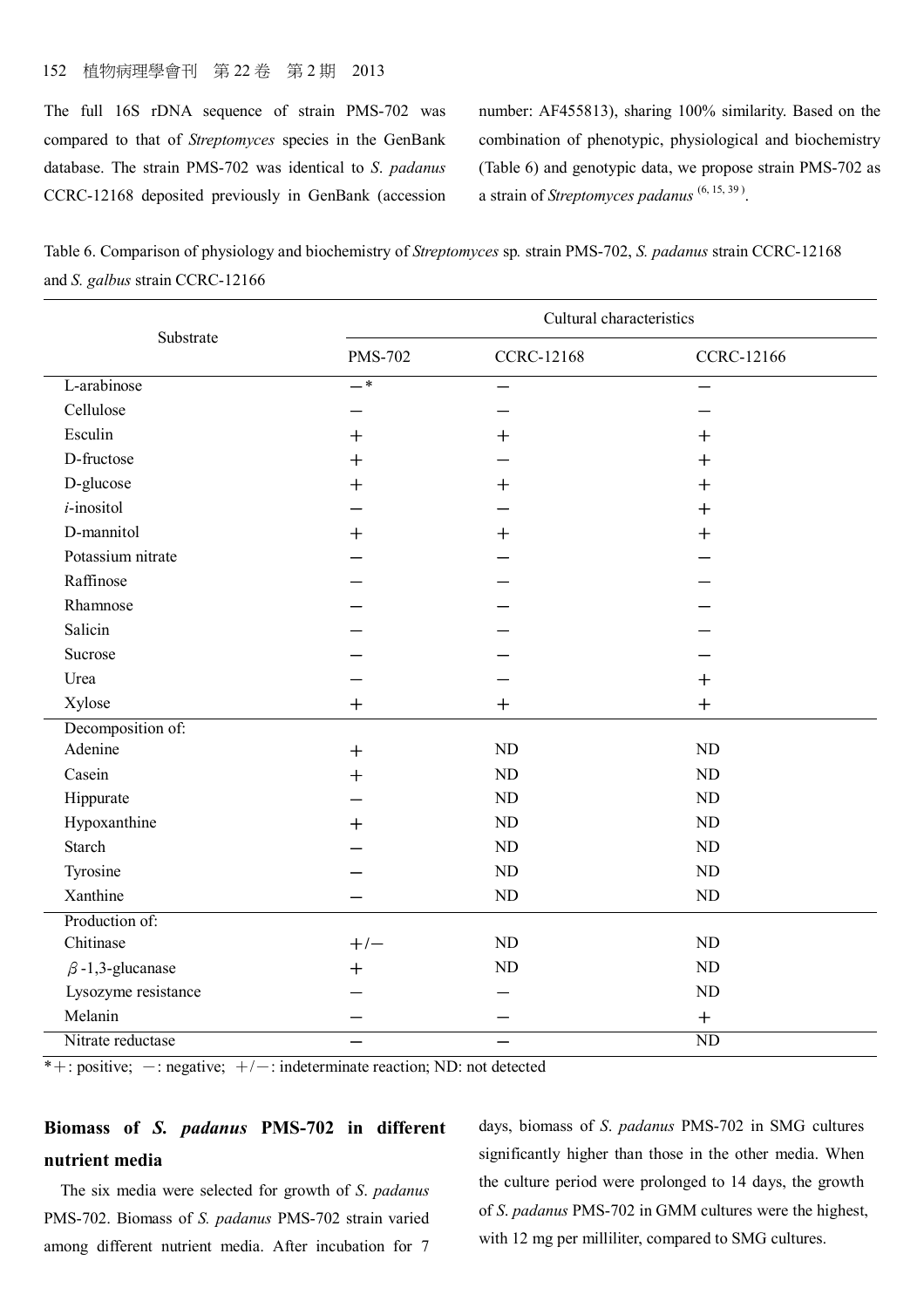The full 16S rDNA sequence of strain PMS-702 was compared to that of *Streptomyces* species in the GenBank database. The strain PMS-702 was identical to *S. padanus* CCRC-12168 deposited previously in GenBank (accession number: AF455813), sharing 100% similarity. Based on the combination of phenotypic, physiological and biochemistry (Table 6) and genotypic data, we propose strain PMS-702 as a strain of *Streptomyces padanus* [6, 15, 39].

Table 6. Comparison of physiology and biochemistry of *Streptomyces* sp. strain PMS-702, *S. padanus* strain CCRC-12168 and *S. galbus* strain CCRC-12166

| Substrate | Cultural characteristics | | |
|---|---|---|---|
| | PMS-702 | CCRC-12168 | CCRC-12166 |
| L-arabinose | −* | − | − |
| Cellulose | − | − | − |
| Esculin | + | + | + |
| D-fructose | + | − | + |
| D-glucose | + | + | + |
| *i*-inositol | − | − | + |
| D-mannitol | + | + | + |
| Potassium nitrate | − | − | − |
| Raffinose | − | − | − |
| Rhamnose | − | − | − |
| Salicin | − | − | − |
| Sucrose | − | − | − |
| Urea | − | − | + |
| Xylose | + | + | + |
| Decomposition of: | | | |
| Adenine | + | ND | ND |
| Casein | + | ND | ND |
| Hippurate | − | ND | ND |
| Hypoxanthine | + | ND | ND |
| Starch | − | ND | ND |
| Tyrosine | − | ND | ND |
| Xanthine | − | ND | ND |
| Production of: | | | |
| Chitinase | +/− | ND | ND |
| $\beta$-1,3-glucanase | + | ND | ND |
| Lysozyme resistance | − | − | ND |
| Melanin | − | − | + |
| Nitrate reductase | − | − | ND |

*+: positive; −: negative; +/−: indeterminate reaction; ND: not detected

## Biomass of *S. padanus* PMS-702 in different nutrient media

The six media were selected for growth of *S. padanus* PMS-702. Biomass of *S. padanus* PMS-702 strain varied among different nutrient media. After incubation for 7 days, biomass of *S. padanus* PMS-702 in SMG cultures significantly higher than those in the other media. When the culture period were prolonged to 14 days, the growth of *S. padanus* PMS-702 in GMM cultures were the highest, with 12 mg per milliliter, compared to SMG cultures.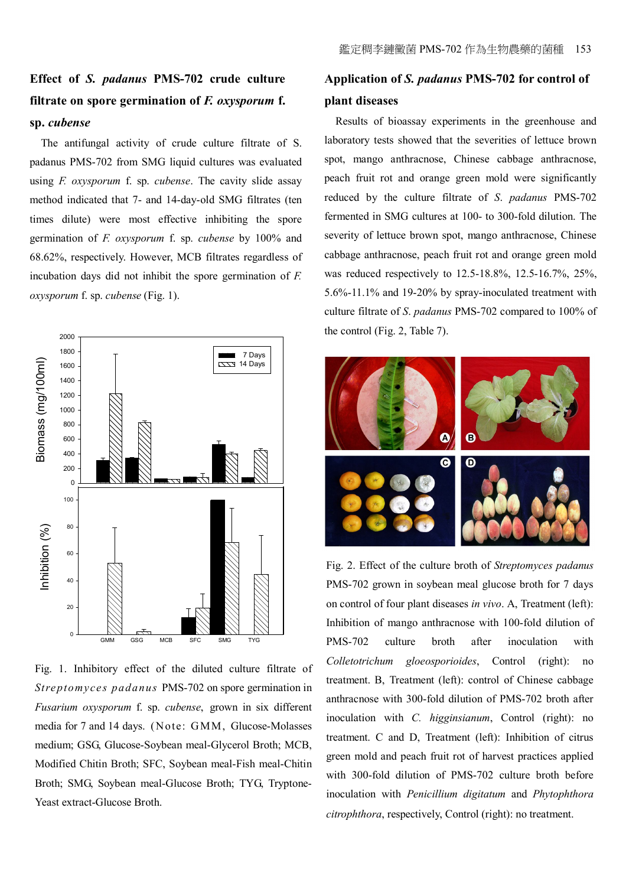## Effect of *S. padanus* PMS-702 crude culture filtrate on spore germination of *F. oxysporum* f. sp. *cubense*

The antifungal activity of crude culture filtrate of S. padanus PMS-702 from SMG liquid cultures was evaluated using *F. oxysporum* f. sp. *cubense*. The cavity slide assay method indicated that 7- and 14-day-old SMG filtrates (ten times dilute) were most effective inhibiting the spore germination of *F. oxysporum* f. sp. *cubense* by 100% and 68.62%, respectively. However, MCB filtrates regardless of incubation days did not inhibit the spore germination of *F. oxysporum* f. sp. *cubense* (Fig. 1).

Fig. 1. Inhibitory effect of the diluted culture filtrate of *Streptomyces padanus* PMS-702 on spore germination in *Fusarium oxysporum* f. sp. *cubense*, grown in six different media for 7 and 14 days. (Note: GMM, Glucose-Molasses medium; GSG, Glucose-Soybean meal-Glycerol Broth; MCB, Modified Chitin Broth; SFC, Soybean meal-Fish meal-Chitin Broth; SMG, Soybean meal-Glucose Broth; TYG, Tryptone-Yeast extract-Glucose Broth.

## Application of *S. padanus* PMS-702 for control of plant diseases

Results of bioassay experiments in the greenhouse and laboratory tests showed that the severities of lettuce brown spot, mango anthracnose, Chinese cabbage anthracnose, peach fruit rot and orange green mold were significantly reduced by the culture filtrate of *S. padanus* PMS-702 fermented in SMG cultures at 100- to 300-fold dilution. The severity of lettuce brown spot, mango anthracnose, Chinese cabbage anthracnose, peach fruit rot and orange green mold was reduced respectively to 12.5-18.8%, 12.5-16.7%, 25%, 5.6%-11.1% and 19-20% by spray-inoculated treatment with culture filtrate of *S. padanus* PMS-702 compared to 100% of the control (Fig. 2, Table 7).

Fig. 2. Effect of the culture broth of *Streptomyces padanus* PMS-702 grown in soybean meal glucose broth for 7 days on control of four plant diseases *in vivo*. A, Treatment (left): Inhibition of mango anthracnose with 100-fold dilution of PMS-702 culture broth after inoculation with *Colletotrichum gloeosporioides*, Control (right): no treatment. B, Treatment (left): control of Chinese cabbage anthracnose with 300-fold dilution of PMS-702 broth after inoculation with *C. higginsianum*, Control (right): no treatment. C and D, Treatment (left): Inhibition of citrus green mold and peach fruit rot of harvest practices applied with 300-fold dilution of PMS-702 culture broth before inoculation with *Penicillium digitatum* and *Phytophthora citrophthora*, respectively, Control (right): no treatment.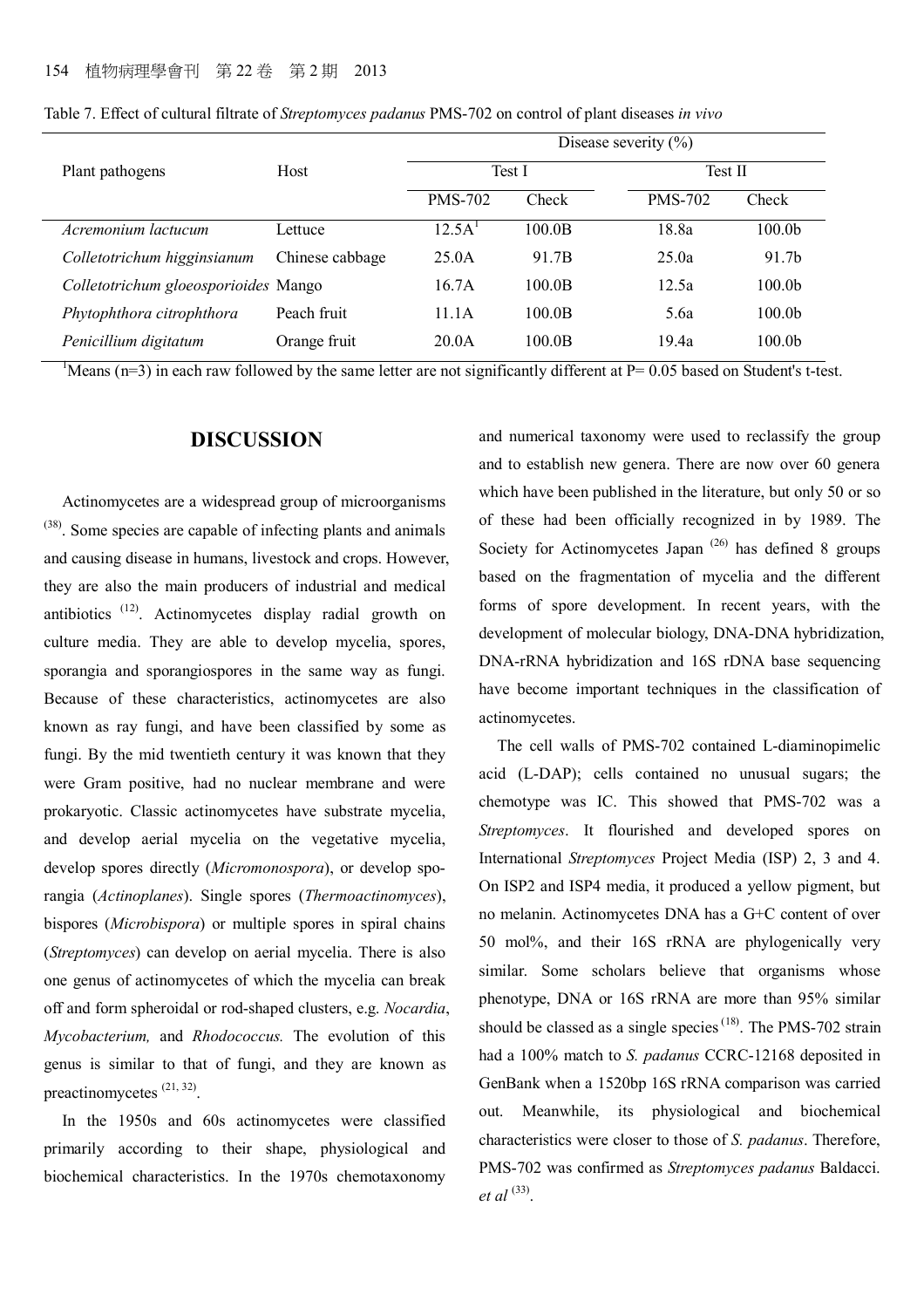Table 7. Effect of cultural filtrate of *Streptomyces padanus* PMS-702 on control of plant diseases *in vivo*

| Plant pathogens | Host | Disease severity (%) | | | |
|---|---|---|---|---|---|
| | | Test I | | Test II | |
| | | PMS-702 | Check | PMS-702 | Check |
| *Acremonium lactucum* | Lettuce | 12.5A[1] | 100.0B | 18.8a | 100.0b |
| *Colletotrichum higginsianum* | Chinese cabbage | 25.0A | 91.7B | 25.0a | 91.7b |
| *Colletotrichum gloeosporioides* | Mango | 16.7A | 100.0B | 12.5a | 100.0b |
| *Phytophthora citrophthora* | Peach fruit | 11.1A | 100.0B | 5.6a | 100.0b |
| *Penicillium digitatum* | Orange fruit | 20.0A | 100.0B | 19.4a | 100.0b |

[1]Means (n=3) in each raw followed by the same letter are not significantly different at P= 0.05 based on Student's t-test.

## DISCUSSION

Actinomycetes are a widespread group of microorganisms [38]. Some species are capable of infecting plants and animals and causing disease in humans, livestock and crops. However, they are also the main producers of industrial and medical antibiotics [12]. Actinomycetes display radial growth on culture media. They are able to develop mycelia, spores, sporangia and sporangiospores in the same way as fungi. Because of these characteristics, actinomycetes are also known as ray fungi, and have been classified by some as fungi. By the mid twentieth century it was known that they were Gram positive, had no nuclear membrane and were prokaryotic. Classic actinomycetes have substrate mycelia, and develop aerial mycelia on the vegetative mycelia, develop spores directly (*Micromonospora*), or develop sporangia (*Actinoplanes*). Single spores (*Thermoactinomyces*), bispores (*Microbispora*) or multiple spores in spiral chains (*Streptomyces*) can develop on aerial mycelia. There is also one genus of actinomycetes of which the mycelia can break off and form spheroidal or rod-shaped clusters, e.g. *Nocardia*, *Mycobacterium,* and *Rhodococcus.* The evolution of this genus is similar to that of fungi, and they are known as preactinomycetes [21, 32].

In the 1950s and 60s actinomycetes were classified primarily according to their shape, physiological and biochemical characteristics. In the 1970s chemotaxonomy and numerical taxonomy were used to reclassify the group and to establish new genera. There are now over 60 genera which have been published in the literature, but only 50 or so of these had been officially recognized in by 1989. The Society for Actinomycetes Japan [26] has defined 8 groups based on the fragmentation of mycelia and the different forms of spore development. In recent years, with the development of molecular biology, DNA-DNA hybridization, DNA-rRNA hybridization and 16S rDNA base sequencing have become important techniques in the classification of actinomycetes.

The cell walls of PMS-702 contained L-diaminopimelic acid (L-DAP); cells contained no unusual sugars; the chemotype was IC. This showed that PMS-702 was a *Streptomyces*. It flourished and developed spores on International *Streptomyces* Project Media (ISP) 2, 3 and 4. On ISP2 and ISP4 media, it produced a yellow pigment, but no melanin. Actinomycetes DNA has a G+C content of over 50 mol%, and their 16S rRNA are phylogenically very similar. Some scholars believe that organisms whose phenotype, DNA or 16S rRNA are more than 95% similar should be classed as a single species [18]. The PMS-702 strain had a 100% match to *S. padanus* CCRC-12168 deposited in GenBank when a 1520bp 16S rRNA comparison was carried out. Meanwhile, its physiological and biochemical characteristics were closer to those of *S. padanus*. Therefore, PMS-702 was confirmed as *Streptomyces padanus* Baldacci. *et al* [33].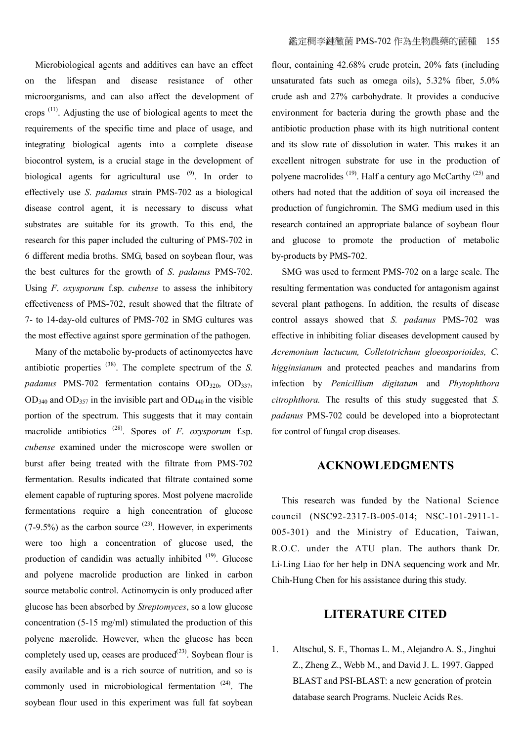Microbiological agents and additives can have an effect on the lifespan and disease resistance of other microorganisms, and can also affect the development of crops [11]. Adjusting the use of biological agents to meet the requirements of the specific time and place of usage, and integrating biological agents into a complete disease biocontrol system, is a crucial stage in the development of biological agents for agricultural use [9]. In order to effectively use *S. padanus* strain PMS-702 as a biological disease control agent, it is necessary to discuss what substrates are suitable for its growth. To this end, the research for this paper included the culturing of PMS-702 in 6 different media broths. SMG, based on soybean flour, was the best cultures for the growth of *S. padanus* PMS-702. Using *F. oxysporum* f.sp. *cubense* to assess the inhibitory effectiveness of PMS-702, result showed that the filtrate of 7- to 14-day-old cultures of PMS-702 in SMG cultures was the most effective against spore germination of the pathogen.

Many of the metabolic by-products of actinomycetes have antibiotic properties [38]. The complete spectrum of the *S. padanus* PMS-702 fermentation contains $OD_{320}$, $OD_{337}$, $OD_{340}$ and $OD_{357}$ in the invisible part and $OD_{440}$ in the visible portion of the spectrum. This suggests that it may contain macrolide antibiotics [28]. Spores of *F. oxysporum* f.sp. *cubense* examined under the microscope were swollen or burst after being treated with the filtrate from PMS-702 fermentation. Results indicated that filtrate contained some element capable of rupturing spores. Most polyene macrolide fermentations require a high concentration of glucose (7-9.5%) as the carbon source [23]. However, in experiments were too high a concentration of glucose used, the production of candidin was actually inhibited [19]. Glucose and polyene macrolide production are linked in carbon source metabolic control. Actinomycin is only produced after glucose has been absorbed by *Streptomyces*, so a low glucose concentration (5-15 mg/ml) stimulated the production of this polyene macrolide. However, when the glucose has been completely used up, ceases are produced[23]. Soybean flour is easily available and is a rich source of nutrition, and so is commonly used in microbiological fermentation [24]. The soybean flour used in this experiment was full fat soybean flour, containing 42.68% crude protein, 20% fats (including unsaturated fats such as omega oils), 5.32% fiber, 5.0% crude ash and 27% carbohydrate. It provides a conducive environment for bacteria during the growth phase and the antibiotic production phase with its high nutritional content and its slow rate of dissolution in water. This makes it an excellent nitrogen substrate for use in the production of polyene macrolides [19]. Half a century ago McCarthy [25] and others had noted that the addition of soya oil increased the production of fungichromin. The SMG medium used in this research contained an appropriate balance of soybean flour and glucose to promote the production of metabolic by-products by PMS-702.

SMG was used to ferment PMS-702 on a large scale. The resulting fermentation was conducted for antagonism against several plant pathogens. In addition, the results of disease control assays showed that *S. padanus* PMS-702 was effective in inhibiting foliar diseases development caused by *Acremonium lactucum, Colletotrichum gloeosporioides, C. higginsianum* and protected peaches and mandarins from infection by *Penicillium digitatum* and *Phytophthora citrophthora.* The results of this study suggested that *S. padanus* PMS-702 could be developed into a bioprotectant for control of fungal crop diseases.

## ACKNOWLEDGMENTS

This research was funded by the National Science council (NSC92-2317-B-005-014; NSC-101-2911-1-005-301) and the Ministry of Education, Taiwan, R.O.C. under the ATU plan. The authors thank Dr. Li-Ling Liao for her help in DNA sequencing work and Mr. Chih-Hung Chen for his assistance during this study.

## LITERATURE CITED

1. Altschul, S. F., Thomas L. M., Alejandro A. S., Jinghui Z., Zheng Z., Webb M., and David J. L. 1997. Gapped BLAST and PSI-BLAST: a new generation of protein database search Programs. Nucleic Acids Res.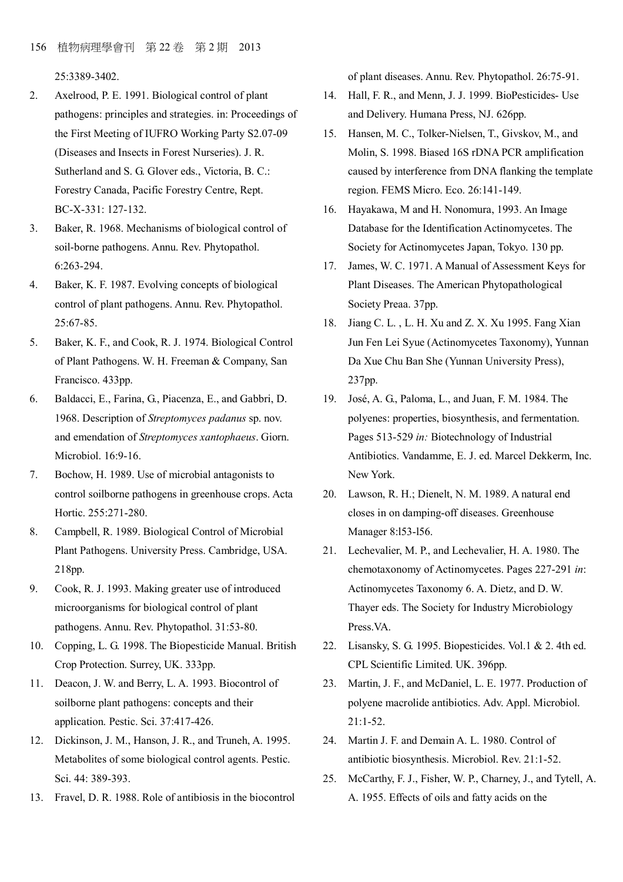25:3389-3402.

2. Axelrood, P. E. 1991. Biological control of plant pathogens: principles and strategies. in: Proceedings of the First Meeting of IUFRO Working Party S2.07-09 (Diseases and Insects in Forest Nurseries). J. R. Sutherland and S. G. Glover eds., Victoria, B. C.: Forestry Canada, Pacific Forestry Centre, Rept. BC-X-331: 127-132.
3. Baker, R. 1968. Mechanisms of biological control of soil-borne pathogens. Annu. Rev. Phytopathol. 6:263-294.
4. Baker, K. F. 1987. Evolving concepts of biological control of plant pathogens. Annu. Rev. Phytopathol. 25:67-85.
5. Baker, K. F., and Cook, R. J. 1974. Biological Control of Plant Pathogens. W. H. Freeman & Company, San Francisco. 433pp.
6. Baldacci, E., Farina, G., Piacenza, E., and Gabbri, D. 1968. Description of *Streptomyces padanus* sp. nov. and emendation of *Streptomyces xantophaeus*. Giorn. Microbiol. 16:9-16.
7. Bochow, H. 1989. Use of microbial antagonists to control soilborne pathogens in greenhouse crops. Acta Hortic. 255:271-280.
8. Campbell, R. 1989. Biological Control of Microbial Plant Pathogens. University Press. Cambridge, USA. 218pp.
9. Cook, R. J. 1993. Making greater use of introduced microorganisms for biological control of plant pathogens. Annu. Rev. Phytopathol. 31:53-80.
10. Copping, L. G. 1998. The Biopesticide Manual. British Crop Protection. Surrey, UK. 333pp.
11. Deacon, J. W. and Berry, L. A. 1993. Biocontrol of soilborne plant pathogens: concepts and their application. Pestic. Sci. 37:417-426.
12. Dickinson, J. M., Hanson, J. R., and Truneh, A. 1995. Metabolites of some biological control agents. Pestic. Sci. 44: 389-393.
13. Fravel, D. R. 1988. Role of antibiosis in the biocontrol of plant diseases. Annu. Rev. Phytopathol. 26:75-91.
14. Hall, F. R., and Menn, J. J. 1999. BioPesticides- Use and Delivery. Humana Press, NJ. 626pp.
15. Hansen, M. C., Tolker-Nielsen, T., Givskov, M., and Molin, S. 1998. Biased 16S rDNA PCR amplification caused by interference from DNA flanking the template region. FEMS Micro. Eco. 26:141-149.
16. Hayakawa, M and H. Nonomura, 1993. An Image Database for the Identification Actinomycetes. The Society for Actinomycetes Japan, Tokyo. 130 pp.
17. James, W. C. 1971. A Manual of Assessment Keys for Plant Diseases. The American Phytopathological Society Preaa. 37pp.
18. Jiang C. L. , L. H. Xu and Z. X. Xu 1995. Fang Xian Jun Fen Lei Syue (Actinomycetes Taxonomy), Yunnan Da Xue Chu Ban She (Yunnan University Press), 237pp.
19. José, A. G., Paloma, L., and Juan, F. M. 1984. The polyenes: properties, biosynthesis, and fermentation. Pages 513-529 *in:* Biotechnology of Industrial Antibiotics. Vandamme, E. J. ed. Marcel Dekkerm, Inc. New York.
20. Lawson, R. H.; Dienelt, N. M. 1989. A natural end closes in on damping-off diseases. Greenhouse Manager 8:l53-l56.
21. Lechevalier, M. P., and Lechevalier, H. A. 1980. The chemotaxonomy of Actinomycetes. Pages 227-291 *in*: Actinomycetes Taxonomy 6. A. Dietz, and D. W. Thayer eds. The Society for Industry Microbiology Press.VA.
22. Lisansky, S. G. 1995. Biopesticides. Vol.1 & 2. 4th ed. CPL Scientific Limited. UK. 396pp.
23. Martin, J. F., and McDaniel, L. E. 1977. Production of polyene macrolide antibiotics. Adv. Appl. Microbiol. 21:1-52.
24. Martin J. F. and Demain A. L. 1980. Control of antibiotic biosynthesis. Microbiol. Rev. 21:1-52.
25. McCarthy, F. J., Fisher, W. P., Charney, J., and Tytell, A. A. 1955. Effects of oils and fatty acids on the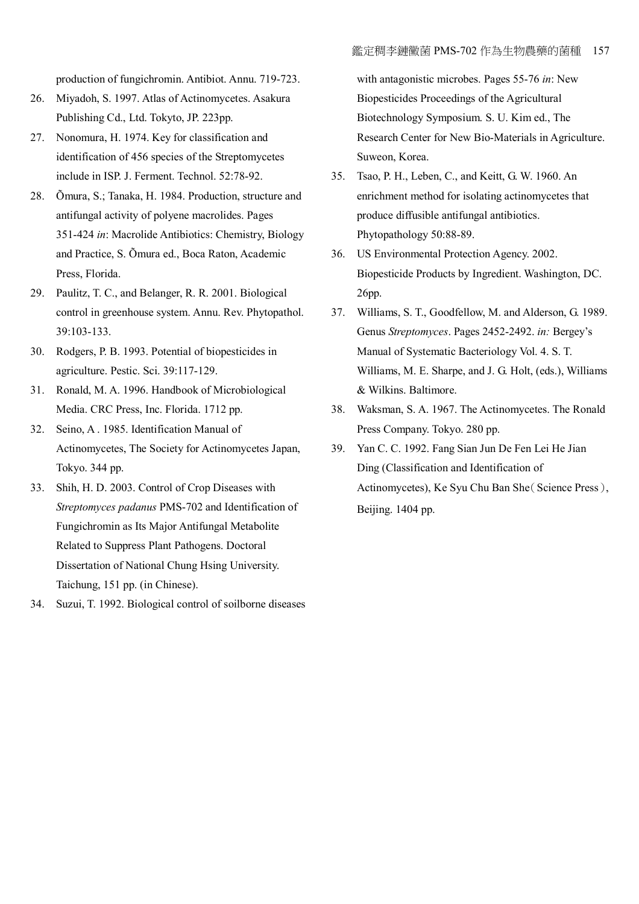production of fungichromin. Antibiot. Annu. 719-723.

26. Miyadoh, S. 1997. Atlas of Actinomycetes. Asakura Publishing Cd., Ltd. Tokyto, JP. 223pp.
27. Nonomura, H. 1974. Key for classification and identification of 456 species of the Streptomycetes include in ISP. J. Ferment. Technol. 52:78-92.
28. Õmura, S.; Tanaka, H. 1984. Production, structure and antifungal activity of polyene macrolides. Pages 351-424 *in*: Macrolide Antibiotics: Chemistry, Biology and Practice, S. Õmura ed., Boca Raton, Academic Press, Florida.
29. Paulitz, T. C., and Belanger, R. R. 2001. Biological control in greenhouse system. Annu. Rev. Phytopathol. 39:103-133.
30. Rodgers, P. B. 1993. Potential of biopesticides in agriculture. Pestic. Sci. 39:117-129.
31. Ronald, M. A. 1996. Handbook of Microbiological Media. CRC Press, Inc. Florida. 1712 pp.
32. Seino, A . 1985. Identification Manual of Actinomycetes, The Society for Actinomycetes Japan, Tokyo. 344 pp.
33. Shih, H. D. 2003. Control of Crop Diseases with *Streptomyces padanus* PMS-702 and Identification of Fungichromin as Its Major Antifungal Metabolite Related to Suppress Plant Pathogens. Doctoral Dissertation of National Chung Hsing University. Taichung, 151 pp. (in Chinese).
34. Suzui, T. 1992. Biological control of soilborne diseases with antagonistic microbes. Pages 55-76 *in*: New Biopesticides Proceedings of the Agricultural Biotechnology Symposium. S. U. Kim ed., The Research Center for New Bio-Materials in Agriculture. Suweon, Korea.
35. Tsao, P. H., Leben, C., and Keitt, G. W. 1960. An enrichment method for isolating actinomycetes that produce diffusible antifungal antibiotics. Phytopathology 50:88-89.
36. US Environmental Protection Agency. 2002. Biopesticide Products by Ingredient. Washington, DC. 26pp.
37. Williams, S. T., Goodfellow, M. and Alderson, G. 1989. Genus *Streptomyces*. Pages 2452-2492. *in:* Bergey's Manual of Systematic Bacteriology Vol. 4. S. T. Williams, M. E. Sharpe, and J. G. Holt, (eds.), Williams & Wilkins. Baltimore.
38. Waksman, S. A. 1967. The Actinomycetes. The Ronald Press Company. Tokyo. 280 pp.
39. Yan C. C. 1992. Fang Sian Jun De Fen Lei He Jian Ding (Classification and Identification of Actinomycetes), Ke Syu Chu Ban She（Science Press）, Beijing. 1404 pp.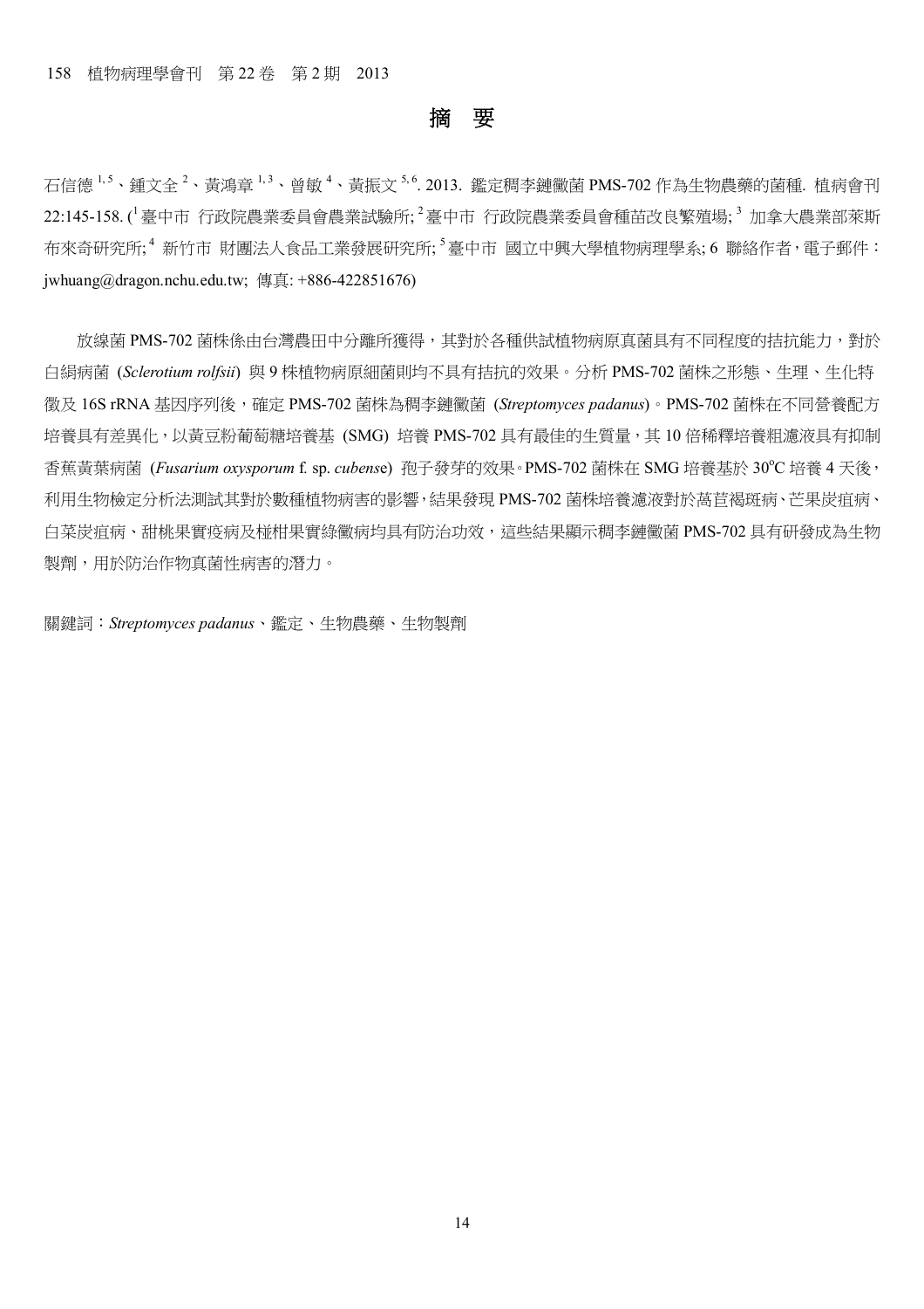# 摘　要

石信德[1,5]、鍾文全[2]、黃鴻章[1,3]、曾敏[4]、黃振文[5,6]. 2013. 鑑定稠李鏈黴菌 PMS-702 作為生物農藥的菌種. 植病會刊 22:145-158. ([1]臺中市 行政院農業委員會農業試驗所; [2]臺中市 行政院農業委員會種苗改良繁殖場; [3] 加拿大農業部萊斯布來奇研究所; [4] 新竹市 財團法人食品工業發展研究所; [5]臺中市 國立中興大學植物病理學系; 6 聯絡作者，電子郵件：jwhuang@dragon.nchu.edu.tw; 傳真: +886-422851676)

放線菌 PMS-702 菌株係由台灣農田中分離所獲得，其對於各種供試植物病原真菌具有不同程度的拮抗能力，對於白絹病菌 (*Sclerotium rolfsii*) 與 9 株植物病原細菌則均不具有拮抗的效果。分析 PMS-702 菌株之形態、生理、生化特徵及 16S rRNA 基因序列後，確定 PMS-702 菌株為稠李鏈黴菌 (*Streptomyces padanus*)。PMS-702 菌株在不同營養配方培養具有差異化，以黃豆粉葡萄糖培養基 (SMG) 培養 PMS-702 具有最佳的生質量，其 10 倍稀釋培養粗濾液具有抑制香蕉黃葉病菌 (*Fusarium oxysporum* f. sp. *cubense*) 孢子發芽的效果。PMS-702 菌株在 SMG 培養基於 30°C 培養 4 天後，利用生物檢定分析法測試其對於數種植物病害的影響，結果發現 PMS-702 菌株培養濾液對於萵苣褐斑病、芒果炭疽病、白菜炭疽病、甜桃果實疫病及椪柑果實綠黴病均具有防治功效，這些結果顯示稠李鏈黴菌 PMS-702 具有研發成為生物製劑，用於防治作物真菌性病害的潛力。

關鍵詞：*Streptomyces padanus*、鑑定、生物農藥、生物製劑